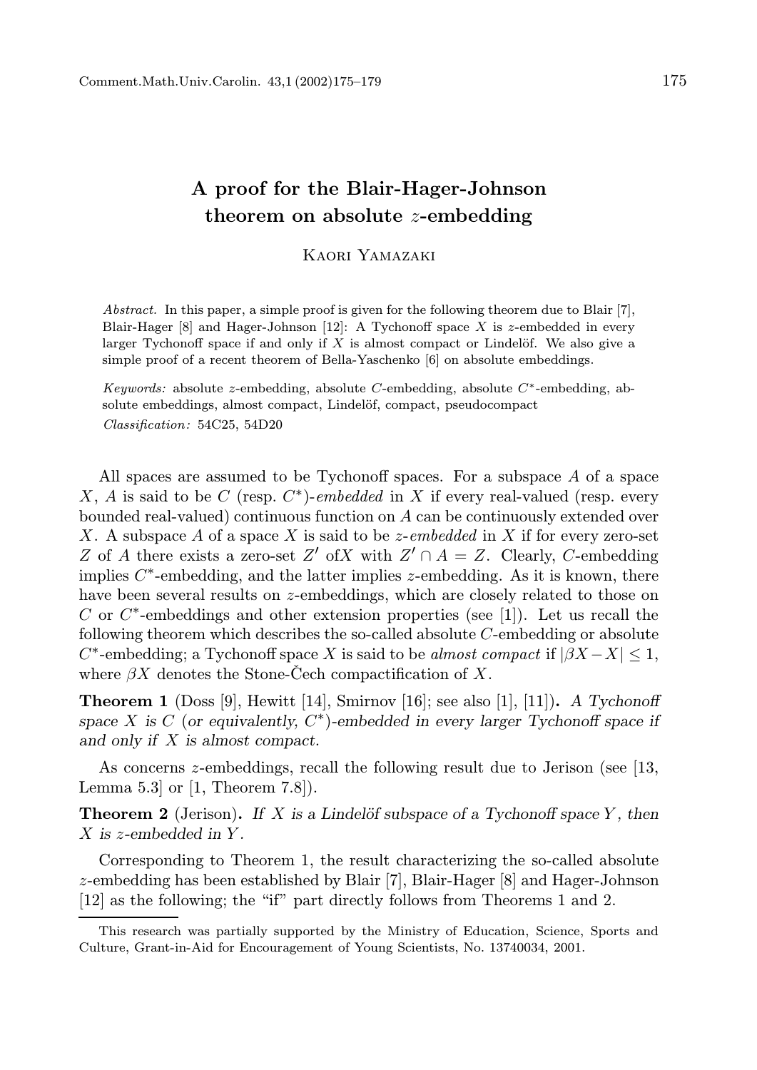# A proof for the Blair-Hager-Johnson theorem on absolute $z$-embedding

Kaori Yamazaki

*Abstract.* In this paper, a simple proof is given for the following theorem due to Blair [7], Blair-Hager [8] and Hager-Johnson [12]: A Tychonoff space $X$ is $z$-embedded in every larger Tychonoff space if and only if $X$ is almost compact or Lindelöf. We also give a simple proof of a recent theorem of Bella-Yaschenko [6] on absolute embeddings.

*Keywords:* absolute $z$-embedding, absolute $C$-embedding, absolute $C^*$-embedding, absolute embeddings, almost compact, Lindelöf, compact, pseudocompact

*Classification:* 54C25, 54D20

All spaces are assumed to be Tychonoff spaces. For a subspace $A$ of a space $X$, $A$ is said to be $C$ (resp. $C^*$)-*embedded* in $X$ if every real-valued (resp. every bounded real-valued) continuous function on $A$ can be continuously extended over $X$. A subspace $A$ of a space $X$ is said to be $z$-*embedded* in $X$ if for every zero-set $Z$ of $A$ there exists a zero-set $Z'$ of$X$ with $Z' \cap A = Z$. Clearly, $C$-embedding implies $C^*$-embedding, and the latter implies $z$-embedding. As it is known, there have been several results on $z$-embeddings, which are closely related to those on $C$ or $C^*$-embeddings and other extension properties (see [1]). Let us recall the following theorem which describes the so-called absolute $C$-embedding or absolute $C^*$-embedding; a Tychonoff space $X$ is said to be *almost compact* if $|\beta X - X| \leq 1$, where $\beta X$ denotes the Stone-Čech compactification of $X$.

**Theorem 1** (Doss [9], Hewitt [14], Smirnov [16]; see also [1], [11])**.** *A Tychonoff space $X$ is $C$ (or equivalently, $C^*$)-embedded in every larger Tychonoff space if and only if $X$ is almost compact.*

As concerns $z$-embeddings, recall the following result due to Jerison (see [13, Lemma 5.3] or [1, Theorem 7.8]).

**Theorem 2** (Jerison)**.** *If $X$ is a Lindelöf subspace of a Tychonoff space $Y$, then $X$ is $z$-embedded in $Y$.*

Corresponding to Theorem 1, the result characterizing the so-called absolute $z$-embedding has been established by Blair [7], Blair-Hager [8] and Hager-Johnson [12] as the following; the "if" part directly follows from Theorems 1 and 2.

This research was partially supported by the Ministry of Education, Science, Sports and Culture, Grant-in-Aid for Encouragement of Young Scientists, No. 13740034, 2001.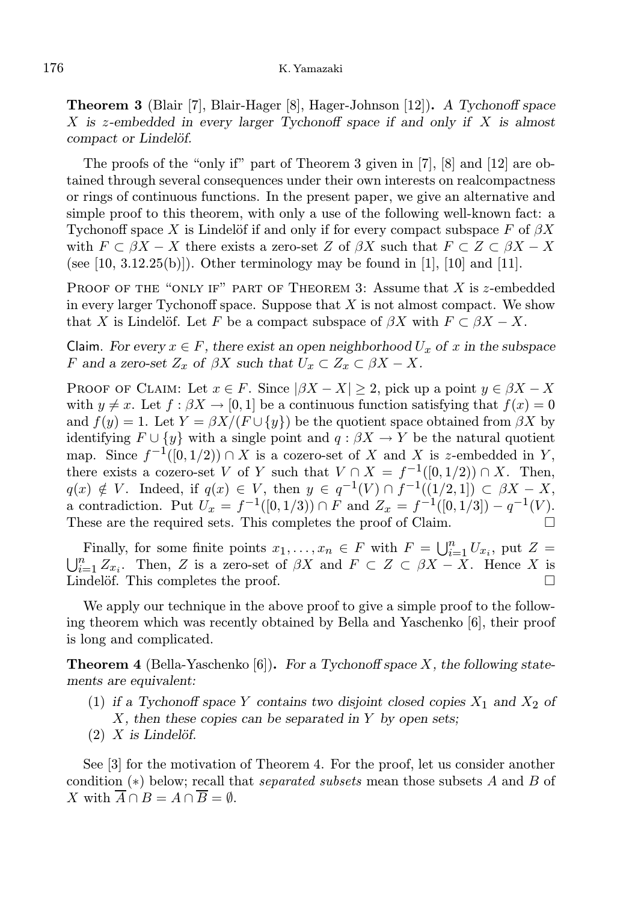**Theorem 3** (Blair [7], Blair-Hager [8], Hager-Johnson [12]). *A Tychonoff space $X$ is $z$-embedded in every larger Tychonoff space if and only if $X$ is almost compact or Lindelöf.*

The proofs of the "only if" part of Theorem 3 given in [7], [8] and [12] are obtained through several consequences under their own interests on realcompactness or rings of continuous functions. In the present paper, we give an alternative and simple proof to this theorem, with only a use of the following well-known fact: a Tychonoff space $X$ is Lindelöf if and only if for every compact subspace $F$ of $\beta X$ with $F \subset \beta X - X$ there exists a zero-set $Z$ of $\beta X$ such that $F \subset Z \subset \beta X - X$ (see [10, 3.12.25(b)]). Other terminology may be found in [1], [10] and [11].

Proof of the "only if" part of Theorem 3: Assume that $X$ is $z$-embedded in every larger Tychonoff space. Suppose that $X$ is not almost compact. We show that $X$ is Lindelöf. Let $F$ be a compact subspace of $\beta X$ with $F \subset \beta X - X$.

Claim. *For every $x \in F$, there exist an open neighborhood $U_x$ of $x$ in the subspace $F$ and a zero-set $Z_x$ of $\beta X$ such that $U_x \subset Z_x \subset \beta X - X$.*

Proof of Claim: Let $x \in F$. Since $|\beta X - X| \geq 2$, pick up a point $y \in \beta X - X$ with $y \neq x$. Let $f : \beta X \to [0,1]$ be a continuous function satisfying that $f(x) = 0$ and $f(y) = 1$. Let $Y = \beta X/(F \cup \{y\})$ be the quotient space obtained from $\beta X$ by identifying $F \cup \{y\}$ with a single point and $q : \beta X \to Y$ be the natural quotient map. Since $f^{-1}([0,1/2)) \cap X$ is a cozero-set of $X$ and $X$ is $z$-embedded in $Y$, there exists a cozero-set $V$ of $Y$ such that $V \cap X = f^{-1}([0,1/2)) \cap X$. Then, $q(x) \notin V$. Indeed, if $q(x) \in V$, then $y \in q^{-1}(V) \cap f^{-1}((1/2,1]) \subset \beta X - X$, a contradiction. Put $U_x = f^{-1}([0,1/3)) \cap F$ and $Z_x = f^{-1}([0,1/3]) - q^{-1}(V)$. These are the required sets. This completes the proof of Claim. $\square$

Finally, for some finite points $x_1, \ldots, x_n \in F$ with $F = \bigcup_{i=1}^n U_{x_i}$, put $Z = \bigcup_{i=1}^n Z_{x_i}$. Then, $Z$ is a zero-set of $\beta X$ and $F \subset Z \subset \beta X - X$. Hence $X$ is Lindelöf. This completes the proof. $\square$

We apply our technique in the above proof to give a simple proof to the following theorem which was recently obtained by Bella and Yaschenko [6], their proof is long and complicated.

**Theorem 4** (Bella-Yaschenko [6]). *For a Tychonoff space $X$, the following statements are equivalent:*

1. *if a Tychonoff space $Y$ contains two disjoint closed copies $X_1$ and $X_2$ of $X$, then these copies can be separated in $Y$ by open sets;*
2. *$X$ is Lindelöf.*

See [3] for the motivation of Theorem 4. For the proof, let us consider another condition $(*)$ below; recall that *separated subsets* mean those subsets $A$ and $B$ of $X$ with $\overline{A} \cap B = A \cap \overline{B} = \emptyset$.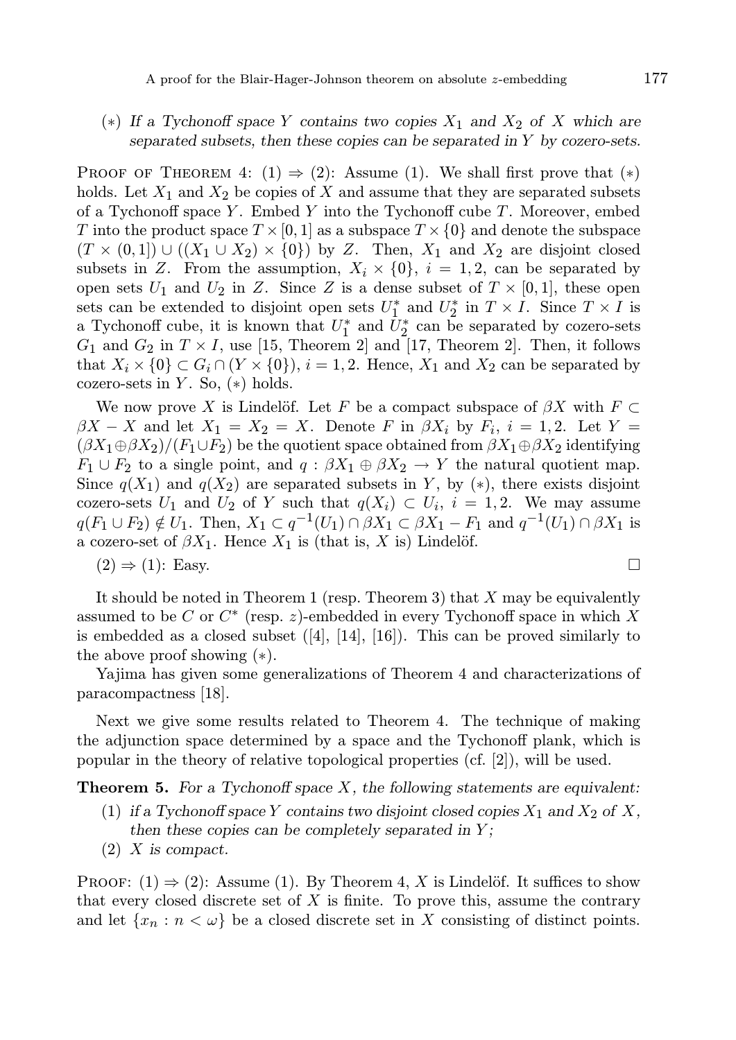($*$) *If a Tychonoff space $Y$ contains two copies $X_1$ and $X_2$ of $X$ which are separated subsets, then these copies can be separated in $Y$ by cozero-sets.*

Proof of Theorem 4: (1) $\Rightarrow$ (2): Assume (1). We shall first prove that ($*$) holds. Let $X_1$ and $X_2$ be copies of $X$ and assume that they are separated subsets of a Tychonoff space $Y$. Embed $Y$ into the Tychonoff cube $T$. Moreover, embed $T$ into the product space $T \times [0, 1]$ as a subspace $T \times \{0\}$ and denote the subspace $(T \times (0, 1]) \cup ((X_1 \cup X_2) \times \{0\})$ by $Z$. Then, $X_1$ and $X_2$ are disjoint closed subsets in $Z$. From the assumption, $X_i \times \{0\}$, $i = 1, 2$, can be separated by open sets $U_1$ and $U_2$ in $Z$. Since $Z$ is a dense subset of $T \times [0, 1]$, these open sets can be extended to disjoint open sets $U_1^*$ and $U_2^*$ in $T \times I$. Since $T \times I$ is a Tychonoff cube, it is known that $U_1^*$ and $U_2^*$ can be separated by cozero-sets $G_1$ and $G_2$ in $T \times I$, use [15, Theorem 2] and [17, Theorem 2]. Then, it follows that $X_i \times \{0\} \subset G_i \cap (Y \times \{0\})$, $i = 1, 2$. Hence, $X_1$ and $X_2$ can be separated by cozero-sets in $Y$. So, ($*$) holds.

We now prove $X$ is Lindelöf. Let $F$ be a compact subspace of $\beta X$ with $F \subset \beta X - X$ and let $X_1 = X_2 = X$. Denote $F$ in $\beta X_i$ by $F_i$, $i = 1, 2$. Let $Y = (\beta X_1 \oplus \beta X_2)/(F_1 \cup F_2)$ be the quotient space obtained from $\beta X_1 \oplus \beta X_2$ identifying $F_1 \cup F_2$ to a single point, and $q : \beta X_1 \oplus \beta X_2 \to Y$ the natural quotient map. Since $q(X_1)$ and $q(X_2)$ are separated subsets in $Y$, by ($*$), there exists disjoint cozero-sets $U_1$ and $U_2$ of $Y$ such that $q(X_i) \subset U_i$, $i = 1, 2$. We may assume $q(F_1 \cup F_2) \notin U_1$. Then, $X_1 \subset q^{-1}(U_1) \cap \beta X_1 \subset \beta X_1 - F_1$ and $q^{-1}(U_1) \cap \beta X_1$ is a cozero-set of $\beta X_1$. Hence $X_1$ is (that is, $X$ is) Lindelöf.

(2) $\Rightarrow$ (1): Easy. $\square$

It should be noted in Theorem 1 (resp. Theorem 3) that $X$ may be equivalently assumed to be $C$ or $C^*$ (resp. $z$)-embedded in every Tychonoff space in which $X$ is embedded as a closed subset ([4], [14], [16]). This can be proved similarly to the above proof showing ($*$).

Yajima has given some generalizations of Theorem 4 and characterizations of paracompactness [18].

Next we give some results related to Theorem 4. The technique of making the adjunction space determined by a space and the Tychonoff plank, which is popular in the theory of relative topological properties (cf. [2]), will be used.

**Theorem 5.** *For a Tychonoff space $X$, the following statements are equivalent:*

1. *if a Tychonoff space $Y$ contains two disjoint closed copies $X_1$ and $X_2$ of $X$, then these copies can be completely separated in $Y$;*
2. *$X$ is compact.*

Proof: (1) $\Rightarrow$ (2): Assume (1). By Theorem 4, $X$ is Lindelöf. It suffices to show that every closed discrete set of $X$ is finite. To prove this, assume the contrary and let $\{x_n : n < \omega\}$ be a closed discrete set in $X$ consisting of distinct points.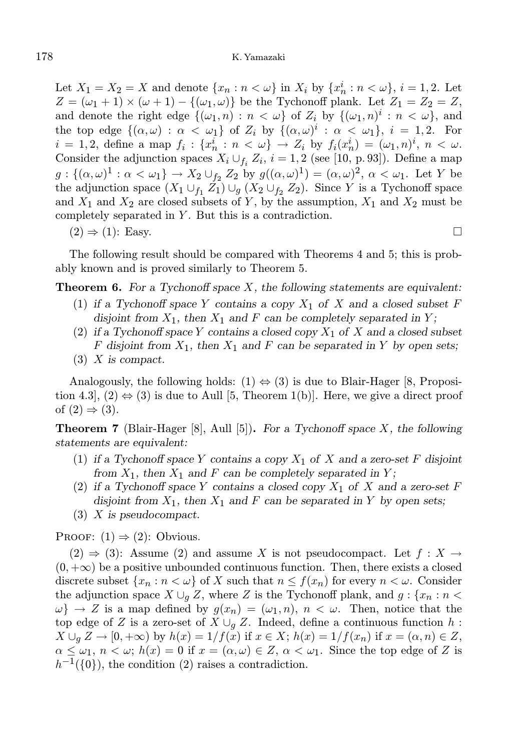Let $X_1 = X_2 = X$ and denote $\{x_n : n < \omega\}$ in $X_i$ by $\{x_n^i : n < \omega\}$, $i = 1, 2$. Let $Z = (\omega_1 + 1) \times (\omega + 1) - \{(\omega_1, \omega)\}$ be the Tychonoff plank. Let $Z_1 = Z_2 = Z$, and denote the right edge $\{(\omega_1, n) : n < \omega\}$ of $Z_i$ by $\{(\omega_1, n)^i : n < \omega\}$, and the top edge $\{(\alpha, \omega) : \alpha < \omega_1\}$ of $Z_i$ by $\{(\alpha, \omega)^i : \alpha < \omega_1\}$, $i = 1, 2$. For $i = 1, 2$, define a map $f_i : \{x_n^i : n < \omega\} \to Z_i$ by $f_i(x_n^i) = (\omega_1, n)^i$, $n < \omega$. Consider the adjunction spaces $X_i \cup_{f_i} Z_i$, $i = 1, 2$ (see [10, p. 93]). Define a map $g : \{(\alpha, \omega)^1 : \alpha < \omega_1\} \to X_2 \cup_{f_2} Z_2$ by $g((\alpha, \omega)^1) = (\alpha, \omega)^2$, $\alpha < \omega_1$. Let $Y$ be the adjunction space $(X_1 \cup_{f_1} Z_1) \cup_g (X_2 \cup_{f_2} Z_2)$. Since $Y$ is a Tychonoff space and $X_1$ and $X_2$ are closed subsets of $Y$, by the assumption, $X_1$ and $X_2$ must be completely separated in $Y$. But this is a contradiction.

(2) $\Rightarrow$ (1): Easy. $\square$

The following result should be compared with Theorems 4 and 5; this is probably known and is proved similarly to Theorem 5.

**Theorem 6.** *For a Tychonoff space $X$, the following statements are equivalent:*

1. *if a Tychonoff space $Y$ contains a copy $X_1$ of $X$ and a closed subset $F$ disjoint from $X_1$, then $X_1$ and $F$ can be completely separated in $Y$;*
2. *if a Tychonoff space $Y$ contains a closed copy $X_1$ of $X$ and a closed subset $F$ disjoint from $X_1$, then $X_1$ and $F$ can be separated in $Y$ by open sets;*
3. *$X$ is compact.*

Analogously, the following holds: (1) $\Leftrightarrow$ (3) is due to Blair-Hager [8, Proposition 4.3], (2) $\Leftrightarrow$ (3) is due to Aull [5, Theorem 1(b)]. Here, we give a direct proof of (2) $\Rightarrow$ (3).

**Theorem 7** (Blair-Hager [8], Aull [5])**.** *For a Tychonoff space $X$, the following statements are equivalent:*

1. *if a Tychonoff space $Y$ contains a copy $X_1$ of $X$ and a zero-set $F$ disjoint from $X_1$, then $X_1$ and $F$ can be completely separated in $Y$;*
2. *if a Tychonoff space $Y$ contains a closed copy $X_1$ of $X$ and a zero-set $F$ disjoint from $X_1$, then $X_1$ and $F$ can be separated in $Y$ by open sets;*
3. *$X$ is pseudocompact.*

Proof: (1) $\Rightarrow$ (2): Obvious.

(2) $\Rightarrow$ (3): Assume (2) and assume $X$ is not pseudocompact. Let $f : X \to (0, +\infty)$ be a positive unbounded continuous function. Then, there exists a closed discrete subset $\{x_n : n < \omega\}$ of $X$ such that $n \leq f(x_n)$ for every $n < \omega$. Consider the adjunction space $X \cup_g Z$, where $Z$ is the Tychonoff plank, and $g : \{x_n : n < \omega\} \to Z$ is a map defined by $g(x_n) = (\omega_1, n)$, $n < \omega$. Then, notice that the top edge of $Z$ is a zero-set of $X \cup_g Z$. Indeed, define a continuous function $h : X \cup_g Z \to [0, +\infty)$ by $h(x) = 1/f(x)$ if $x \in X$; $h(x) = 1/f(x_n)$ if $x = (\alpha, n) \in Z$, $\alpha \leq \omega_1$, $n < \omega$; $h(x) = 0$ if $x = (\alpha, \omega) \in Z$, $\alpha < \omega_1$. Since the top edge of $Z$ is $h^{-1}(\{0\})$, the condition (2) raises a contradiction.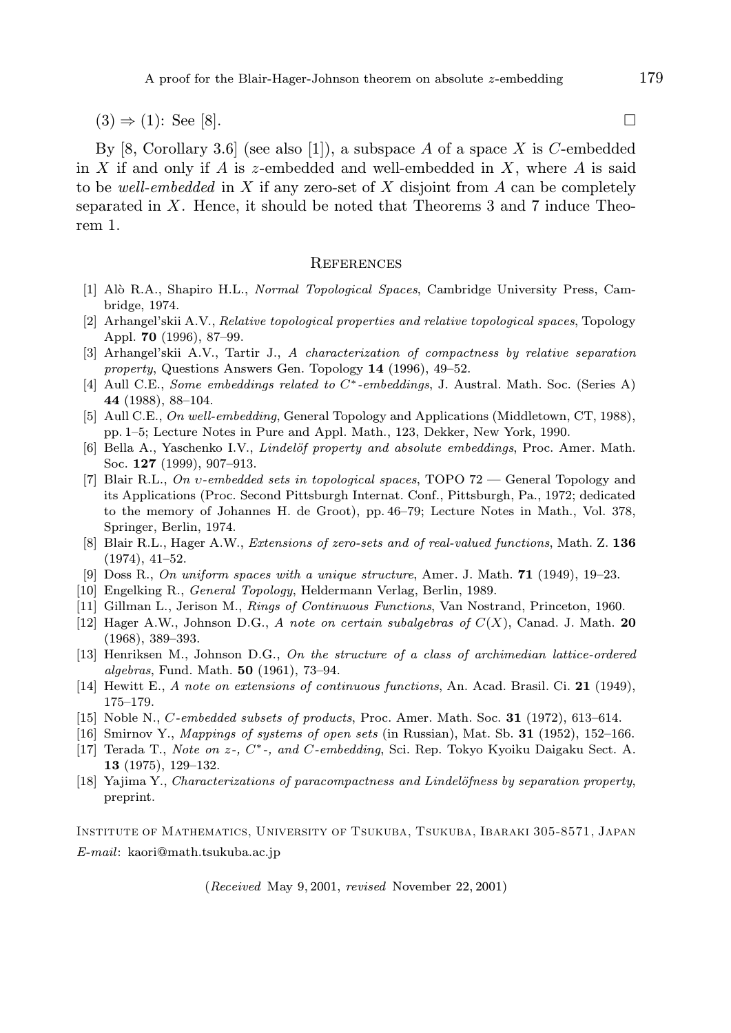$(3) \Rightarrow (1)$: See [8]. $\square$

By [8, Corollary 3.6] (see also [1]), a subspace $A$ of a space $X$ is $C$-embedded in $X$ if and only if $A$ is $z$-embedded and well-embedded in $X$, where $A$ is said to be *well-embedded* in $X$ if any zero-set of $X$ disjoint from $A$ can be completely separated in $X$. Hence, it should be noted that Theorems 3 and 7 induce Theorem 1.

## References

[1] Alò R.A., Shapiro H.L., *Normal Topological Spaces*, Cambridge University Press, Cambridge, 1974.

[2] Arhangel'skii A.V., *Relative topological properties and relative topological spaces*, Topology Appl. **70** (1996), 87–99.

[3] Arhangel'skii A.V., Tartir J., *A characterization of compactness by relative separation property*, Questions Answers Gen. Topology **14** (1996), 49–52.

[4] Aull C.E., *Some embeddings related to $C^*$-embeddings*, J. Austral. Math. Soc. (Series A) **44** (1988), 88–104.

[5] Aull C.E., *On well-embedding*, General Topology and Applications (Middletown, CT, 1988), pp. 1–5; Lecture Notes in Pure and Appl. Math., 123, Dekker, New York, 1990.

[6] Bella A., Yaschenko I.V., *Lindelöf property and absolute embeddings*, Proc. Amer. Math. Soc. **127** (1999), 907–913.

[7] Blair R.L., *On $\upsilon$-embedded sets in topological spaces*, TOPO 72 — General Topology and its Applications (Proc. Second Pittsburgh Internat. Conf., Pittsburgh, Pa., 1972; dedicated to the memory of Johannes H. de Groot), pp. 46–79; Lecture Notes in Math., Vol. 378, Springer, Berlin, 1974.

[8] Blair R.L., Hager A.W., *Extensions of zero-sets and of real-valued functions*, Math. Z. **136** (1974), 41–52.

[9] Doss R., *On uniform spaces with a unique structure*, Amer. J. Math. **71** (1949), 19–23.

[10] Engelking R., *General Topology*, Heldermann Verlag, Berlin, 1989.

[11] Gillman L., Jerison M., *Rings of Continuous Functions*, Van Nostrand, Princeton, 1960.

[12] Hager A.W., Johnson D.G., *A note on certain subalgebras of $C(X)$*, Canad. J. Math. **20** (1968), 389–393.

[13] Henriksen M., Johnson D.G., *On the structure of a class of archimedian lattice-ordered algebras*, Fund. Math. **50** (1961), 73–94.

[14] Hewitt E., *A note on extensions of continuous functions*, An. Acad. Brasil. Ci. **21** (1949), 175–179.

[15] Noble N., *$C$-embedded subsets of products*, Proc. Amer. Math. Soc. **31** (1972), 613–614.

[16] Smirnov Y., *Mappings of systems of open sets* (in Russian), Mat. Sb. **31** (1952), 152–166.

[17] Terada T., *Note on $z$-, $C^*$-, and $C$-embedding*, Sci. Rep. Tokyo Kyoiku Daigaku Sect. A. **13** (1975), 129–132.

[18] Yajima Y., *Characterizations of paracompactness and Lindelöfness by separation property*, preprint.

Institute of Mathematics, University of Tsukuba, Tsukuba, Ibaraki 305-8571, Japan

*E-mail*: kaori@math.tsukuba.ac.jp

(*Received* May 9, 2001, *revised* November 22, 2001)